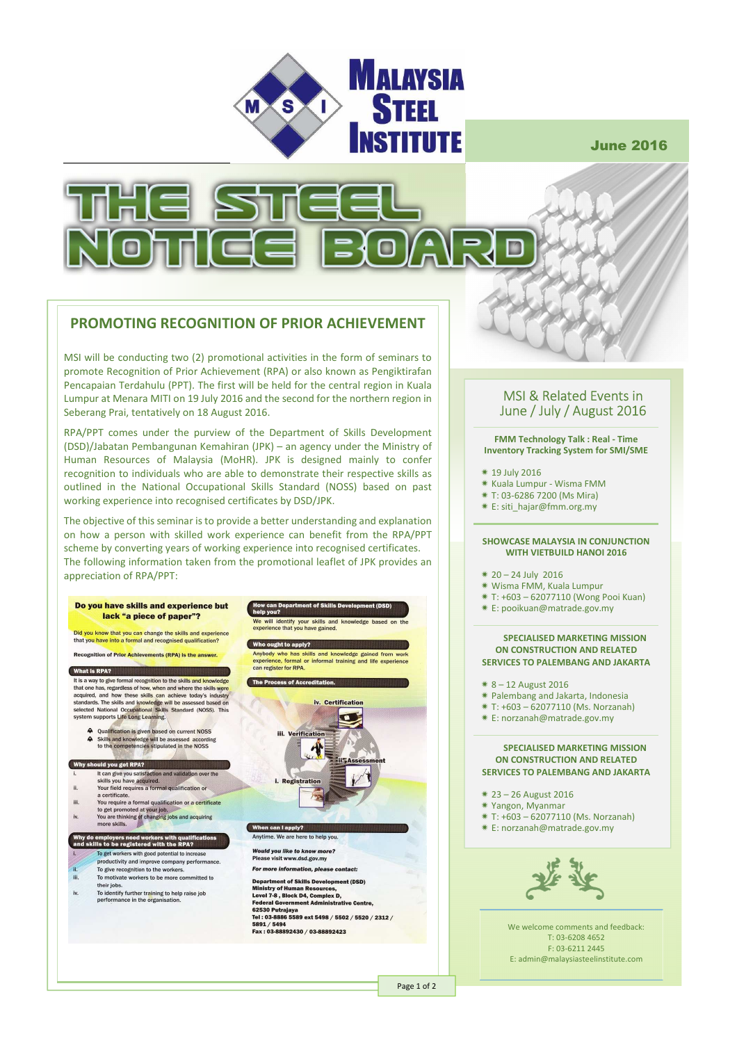# MALAYSIA STEEL INSTITUTE

June 2016

# THE STEEL NOTICE BOARD

## PROMOTING RECOGNITION OF PRIOR ACHIEVEMENT

MSI will be conducting two (2) promotional activities in the form of seminars to promote Recognition of Prior Achievement (RPA) or also known as Pengiktirafan Pencapaian Terdahulu (PPT). The first will be held for the central region in Kuala Lumpur at Menara MITI on 19 July 2016 and the second for the northern region in Seberang Prai, tentatively on 18 August 2016.

RPA/PPT comes under the purview of the Department of Skills Development (DSD)/Jabatan Pembangunan Kemahiran (JPK) – an agency under the Ministry of Human Resources of Malaysia (MoHR). JPK is designed mainly to confer recognition to individuals who are able to demonstrate their respective skills as outlined in the National Occupational Skills Standard (NOSS) based on past working experience into recognised certificates by DSD/JPK.

The objective of this seminar is to provide a better understanding and explanation on how a person with skilled work experience can benefit from the RPA/PPT scheme by converting years of working experience into recognised certificates. The following information taken from the promotional leaflet of JPK provides an appreciation of RPA/PPT:

**Do you have skills and experience but lack "a piece of paper"?**

Did you know that you can change the skills and experience that you have into a formal and recognised qualification?

**Recognition of Prior Achievements (RPA) is the answer.**

**What is RPA?**

It is a way to give formal recognition to the skills and knowledge that one has, regardless of how, when and where the skills were acquired, and how these skills can achieve today's industry standards. The skills and knowledge will be assessed based on selected National Occupational Skills Standard (NOSS). This system supports Life Long Learning.

- Qualification is given based on current NOSS
- Skills and knowledge will be assessed according to the competencies stipulated in the NOSS

**Why should you get RPA?**

i. It can give you satisfaction and validation over the skills you have acquired.
ii. Your field requires a formal qualification or a certificate.
iii. You require a formal qualification or a certificate to get promoted at your job.
iv. You are thinking of changing jobs and acquiring more skills.

**Why do employers need workers with qualifications and skills to be registered with the RPA?**

i. To get workers with good potential to increase productivity and improve company performance.
ii. To give recognition to the workers.
iii. To motivate workers to be more committed to their jobs.
iv. To identify further training to help raise job performance in the organisation.

**How can Department of Skills Development (DSD) help you?**

We will identify your skills and knowledge based on the experience that you have gained.

**Who ought to apply?**

Anybody who has skills and knowledge gained from work experience, formal or informal training and life experience can register for RPA.

**The Process of Accreditation.**

i. Registration
ii. Assessment
iii. Verification
iv. Certification

**When can I apply?**

Anytime. We are here to help you.

***Would you like to know more?***
Please visit www.dsd.gov.my

***For more information, please contact:***

**Department of Skills Development (DSD)**
**Ministry of Human Resources,**
**Level 7-8 , Block D4, Complex D,**
**Federal Government Administrative Centre,**
**62530 Putrajaya**
**Tel : 03-8886 5589 ext 5498 / 5502 / 5520 / 2312 / 5891 / 5494**
**Fax : 03-88892430 / 03-88892423**

## MSI & Related Events in June / July / August 2016

**FMM Technology Talk : Real - Time Inventory Tracking System for SMI/SME**

- 19 July 2016
- Kuala Lumpur - Wisma FMM
- T: 03-6286 7200 (Ms Mira)
- E: siti_hajar@fmm.org.my

**SHOWCASE MALAYSIA IN CONJUNCTION WITH VIETBUILD HANOI 2016**

- 20 – 24 July 2016
- Wisma FMM, Kuala Lumpur
- T: +603 – 62077110 (Wong Pooi Kuan)
- E: pooikuan@matrade.gov.my

**SPECIALISED MARKETING MISSION ON CONSTRUCTION AND RELATED SERVICES TO PALEMBANG AND JAKARTA**

- 8 – 12 August 2016
- Palembang and Jakarta, Indonesia
- T: +603 – 62077110 (Ms. Norzanah)
- E: norzanah@matrade.gov.my

**SPECIALISED MARKETING MISSION ON CONSTRUCTION AND RELATED SERVICES TO PALEMBANG AND JAKARTA**

- 23 – 26 August 2016
- Yangon, Myanmar
- T: +603 – 62077110 (Ms. Norzanah)
- E: norzanah@matrade.gov.my

We welcome comments and feedback:
T: 03-6208 4652
F: 03-6211 2445
E: admin@malaysiasteelinstitute.com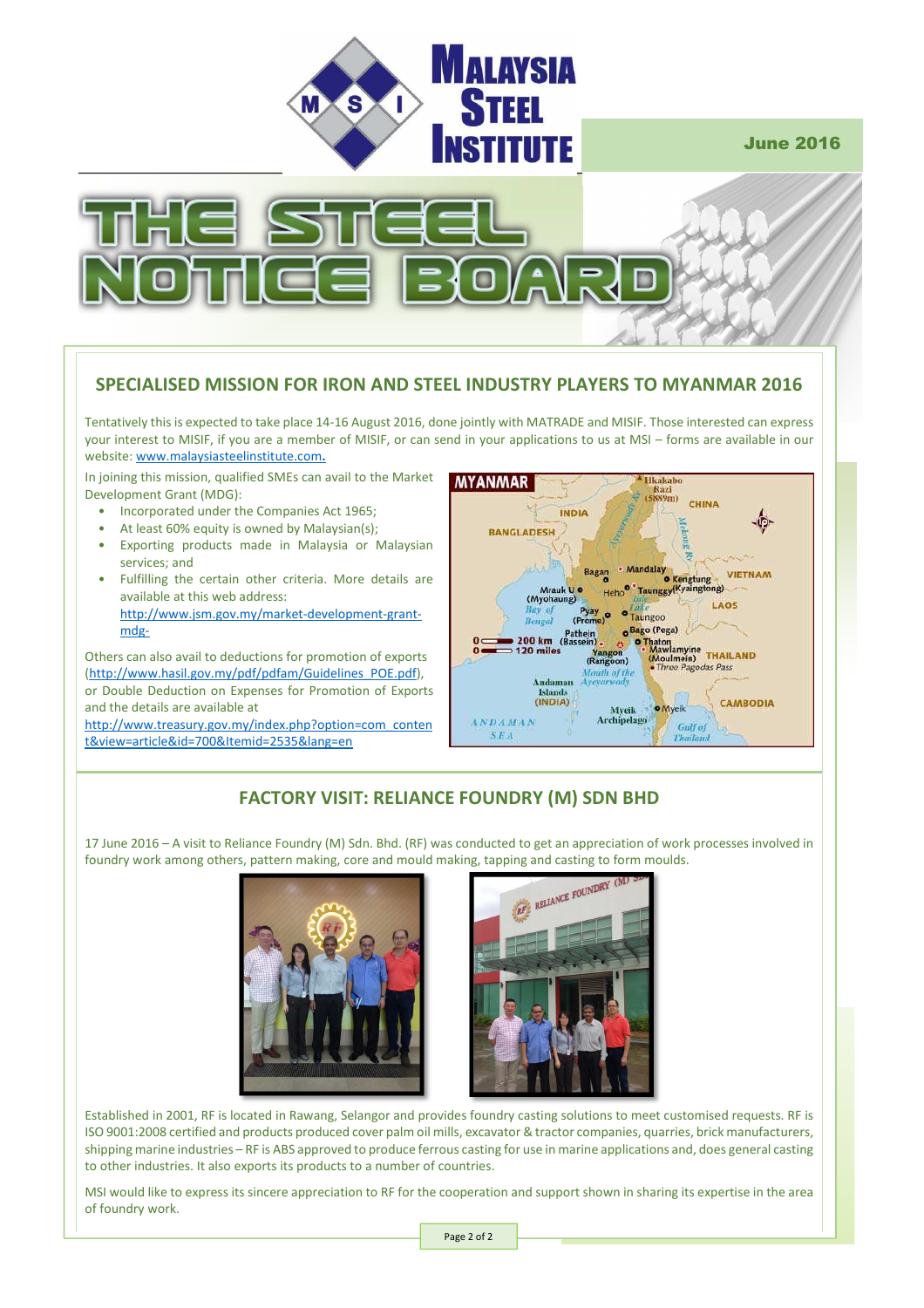# THE STEEL NOTICE BOARD

June 2016

## SPECIALISED MISSION FOR IRON AND STEEL INDUSTRY PLAYERS TO MYANMAR 2016

Tentatively this is expected to take place 14-16 August 2016, done jointly with MATRADE and MISIF. Those interested can express your interest to MISIF, if you are a member of MISIF, or can send in your applications to us at MSI – forms are available in our website: www.malaysiasteelinstitute.com.

In joining this mission, qualified SMEs can avail to the Market Development Grant (MDG):

- Incorporated under the Companies Act 1965;
- At least 60% equity is owned by Malaysian(s);
- Exporting products made in Malaysia or Malaysian services; and
- Fulfilling the certain other criteria. More details are available at this web address: http://www.jsm.gov.my/market-development-grant-mdg-

Others can also avail to deductions for promotion of exports (http://www.hasil.gov.my/pdf/pdfam/Guidelines_POE.pdf), or Double Deduction on Expenses for Promotion of Exports and the details are available at http://www.treasury.gov.my/index.php?option=com_content&view=article&id=700&Itemid=2535&lang=en

## FACTORY VISIT: RELIANCE FOUNDRY (M) SDN BHD

17 June 2016 – A visit to Reliance Foundry (M) Sdn. Bhd. (RF) was conducted to get an appreciation of work processes involved in foundry work among others, pattern making, core and mould making, tapping and casting to form moulds.

Established in 2001, RF is located in Rawang, Selangor and provides foundry casting solutions to meet customised requests. RF is ISO 9001:2008 certified and products produced cover palm oil mills, excavator & tractor companies, quarries, brick manufacturers, shipping marine industries – RF is ABS approved to produce ferrous casting for use in marine applications and, does general casting to other industries. It also exports its products to a number of countries.

MSI would like to express its sincere appreciation to RF for the cooperation and support shown in sharing its expertise in the area of foundry work.